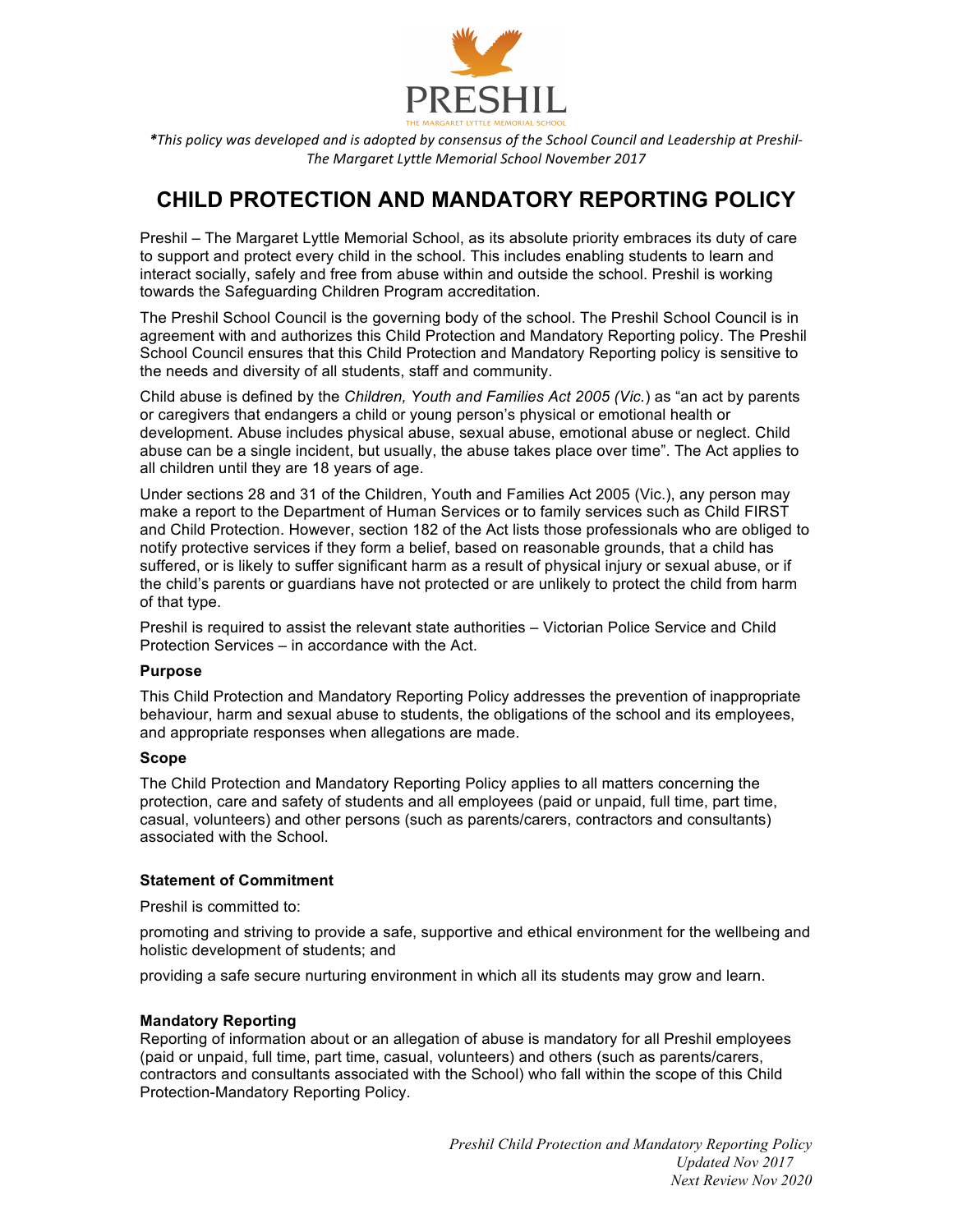PRESHIL

THE MARGARET LYTTLE MEMORIAL SCHOOL

*\*This policy was developed and is adopted by consensus of the School Council and Leadership at Preshil-The Margaret Lyttle Memorial School November 2017*

# CHILD PROTECTION AND MANDATORY REPORTING POLICY

Preshil – The Margaret Lyttle Memorial School, as its absolute priority embraces its duty of care to support and protect every child in the school. This includes enabling students to learn and interact socially, safely and free from abuse within and outside the school. Preshil is working towards the Safeguarding Children Program accreditation.

The Preshil School Council is the governing body of the school. The Preshil School Council is in agreement with and authorizes this Child Protection and Mandatory Reporting policy. The Preshil School Council ensures that this Child Protection and Mandatory Reporting policy is sensitive to the needs and diversity of all students, staff and community.

Child abuse is defined by the *Children, Youth and Families Act 2005 (Vic.)* as "an act by parents or caregivers that endangers a child or young person's physical or emotional health or development. Abuse includes physical abuse, sexual abuse, emotional abuse or neglect. Child abuse can be a single incident, but usually, the abuse takes place over time". The Act applies to all children until they are 18 years of age.

Under sections 28 and 31 of the Children, Youth and Families Act 2005 (Vic.), any person may make a report to the Department of Human Services or to family services such as Child FIRST and Child Protection. However, section 182 of the Act lists those professionals who are obliged to notify protective services if they form a belief, based on reasonable grounds, that a child has suffered, or is likely to suffer significant harm as a result of physical injury or sexual abuse, or if the child's parents or guardians have not protected or are unlikely to protect the child from harm of that type.

Preshil is required to assist the relevant state authorities – Victorian Police Service and Child Protection Services – in accordance with the Act.

**Purpose**

This Child Protection and Mandatory Reporting Policy addresses the prevention of inappropriate behaviour, harm and sexual abuse to students, the obligations of the school and its employees, and appropriate responses when allegations are made.

**Scope**

The Child Protection and Mandatory Reporting Policy applies to all matters concerning the protection, care and safety of students and all employees (paid or unpaid, full time, part time, casual, volunteers) and other persons (such as parents/carers, contractors and consultants) associated with the School.

**Statement of Commitment**

Preshil is committed to:

promoting and striving to provide a safe, supportive and ethical environment for the wellbeing and holistic development of students; and

providing a safe secure nurturing environment in which all its students may grow and learn.

**Mandatory Reporting**

Reporting of information about or an allegation of abuse is mandatory for all Preshil employees (paid or unpaid, full time, part time, casual, volunteers) and others (such as parents/carers, contractors and consultants associated with the School) who fall within the scope of this Child Protection-Mandatory Reporting Policy.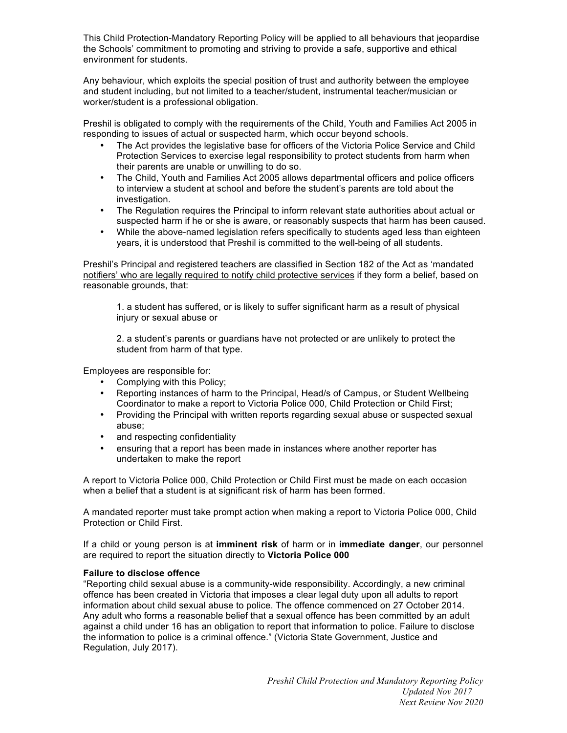This Child Protection-Mandatory Reporting Policy will be applied to all behaviours that jeopardise the Schools' commitment to promoting and striving to provide a safe, supportive and ethical environment for students.

Any behaviour, which exploits the special position of trust and authority between the employee and student including, but not limited to a teacher/student, instrumental teacher/musician or worker/student is a professional obligation.

Preshil is obligated to comply with the requirements of the Child, Youth and Families Act 2005 in responding to issues of actual or suspected harm, which occur beyond schools.

- The Act provides the legislative base for officers of the Victoria Police Service and Child Protection Services to exercise legal responsibility to protect students from harm when their parents are unable or unwilling to do so.
- The Child, Youth and Families Act 2005 allows departmental officers and police officers to interview a student at school and before the student's parents are told about the investigation.
- The Regulation requires the Principal to inform relevant state authorities about actual or suspected harm if he or she is aware, or reasonably suspects that harm has been caused.
- While the above-named legislation refers specifically to students aged less than eighteen years, it is understood that Preshil is committed to the well-being of all students.

Preshil's Principal and registered teachers are classified in Section 182 of the Act as <u>'mandated notifiers' who are legally required to notify child protective services</u> if they form a belief, based on reasonable grounds, that:

> 1. a student has suffered, or is likely to suffer significant harm as a result of physical injury or sexual abuse or
>
> 2. a student's parents or guardians have not protected or are unlikely to protect the student from harm of that type.

Employees are responsible for:

- Complying with this Policy;
- Reporting instances of harm to the Principal, Head/s of Campus, or Student Wellbeing Coordinator to make a report to Victoria Police 000, Child Protection or Child First;
- Providing the Principal with written reports regarding sexual abuse or suspected sexual abuse;
- and respecting confidentiality
- ensuring that a report has been made in instances where another reporter has undertaken to make the report

A report to Victoria Police 000, Child Protection or Child First must be made on each occasion when a belief that a student is at significant risk of harm has been formed.

A mandated reporter must take prompt action when making a report to Victoria Police 000, Child Protection or Child First.

If a child or young person is at **imminent risk** of harm or in **immediate danger**, our personnel are required to report the situation directly to **Victoria Police 000**

**Failure to disclose offence**

"Reporting child sexual abuse is a community-wide responsibility. Accordingly, a new criminal offence has been created in Victoria that imposes a clear legal duty upon all adults to report information about child sexual abuse to police. The offence commenced on 27 October 2014. Any adult who forms a reasonable belief that a sexual offence has been committed by an adult against a child under 16 has an obligation to report that information to police. Failure to disclose the information to police is a criminal offence." (Victoria State Government, Justice and Regulation, July 2017).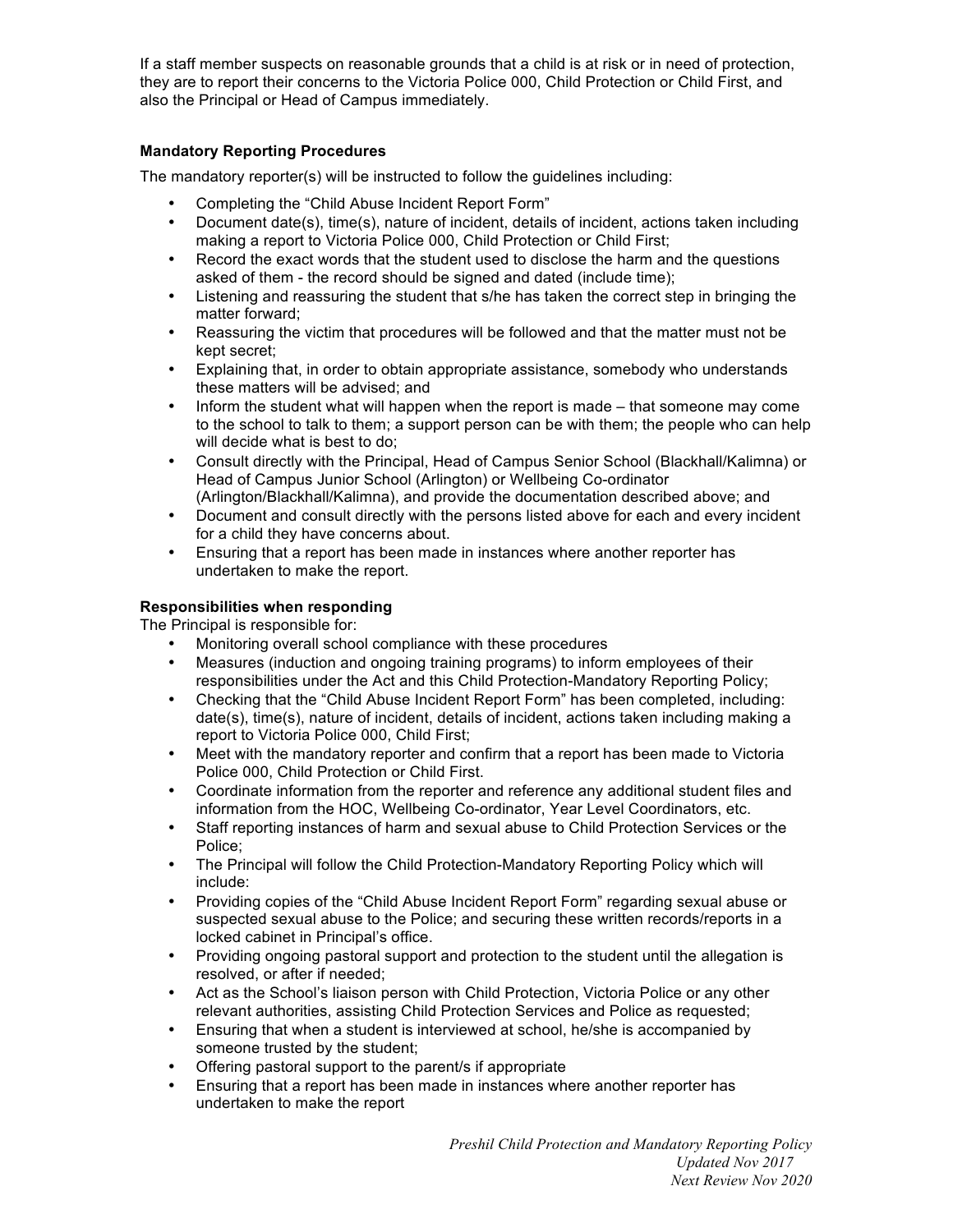If a staff member suspects on reasonable grounds that a child is at risk or in need of protection, they are to report their concerns to the Victoria Police 000, Child Protection or Child First, and also the Principal or Head of Campus immediately.

### Mandatory Reporting Procedures

The mandatory reporter(s) will be instructed to follow the guidelines including:

- Completing the "Child Abuse Incident Report Form"
- Document date(s), time(s), nature of incident, details of incident, actions taken including making a report to Victoria Police 000, Child Protection or Child First;
- Record the exact words that the student used to disclose the harm and the questions asked of them - the record should be signed and dated (include time);
- Listening and reassuring the student that s/he has taken the correct step in bringing the matter forward;
- Reassuring the victim that procedures will be followed and that the matter must not be kept secret;
- Explaining that, in order to obtain appropriate assistance, somebody who understands these matters will be advised; and
- Inform the student what will happen when the report is made – that someone may come to the school to talk to them; a support person can be with them; the people who can help will decide what is best to do;
- Consult directly with the Principal, Head of Campus Senior School (Blackhall/Kalimna) or Head of Campus Junior School (Arlington) or Wellbeing Co-ordinator (Arlington/Blackhall/Kalimna), and provide the documentation described above; and
- Document and consult directly with the persons listed above for each and every incident for a child they have concerns about.
- Ensuring that a report has been made in instances where another reporter has undertaken to make the report.

### Responsibilities when responding

The Principal is responsible for:

- Monitoring overall school compliance with these procedures
- Measures (induction and ongoing training programs) to inform employees of their responsibilities under the Act and this Child Protection-Mandatory Reporting Policy;
- Checking that the "Child Abuse Incident Report Form" has been completed, including: date(s), time(s), nature of incident, details of incident, actions taken including making a report to Victoria Police 000, Child First;
- Meet with the mandatory reporter and confirm that a report has been made to Victoria Police 000, Child Protection or Child First.
- Coordinate information from the reporter and reference any additional student files and information from the HOC, Wellbeing Co-ordinator, Year Level Coordinators, etc.
- Staff reporting instances of harm and sexual abuse to Child Protection Services or the Police;
- The Principal will follow the Child Protection-Mandatory Reporting Policy which will include:
- Providing copies of the "Child Abuse Incident Report Form" regarding sexual abuse or suspected sexual abuse to the Police; and securing these written records/reports in a locked cabinet in Principal's office.
- Providing ongoing pastoral support and protection to the student until the allegation is resolved, or after if needed;
- Act as the School's liaison person with Child Protection, Victoria Police or any other relevant authorities, assisting Child Protection Services and Police as requested;
- Ensuring that when a student is interviewed at school, he/she is accompanied by someone trusted by the student;
- Offering pastoral support to the parent/s if appropriate
- Ensuring that a report has been made in instances where another reporter has undertaken to make the report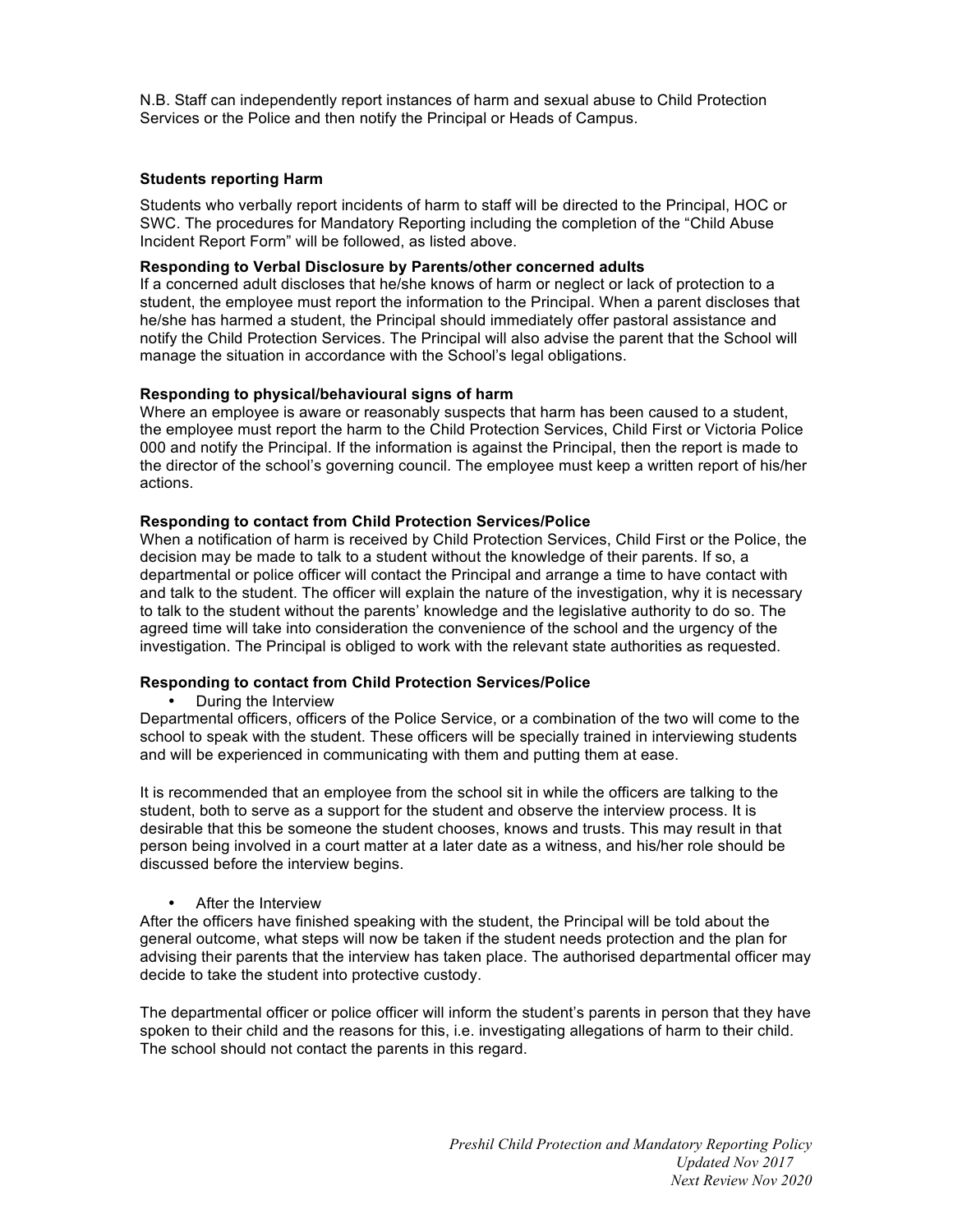N.B. Staff can independently report instances of harm and sexual abuse to Child Protection Services or the Police and then notify the Principal or Heads of Campus.

### Students reporting Harm

Students who verbally report incidents of harm to staff will be directed to the Principal, HOC or SWC. The procedures for Mandatory Reporting including the completion of the "Child Abuse Incident Report Form" will be followed, as listed above.

### Responding to Verbal Disclosure by Parents/other concerned adults

If a concerned adult discloses that he/she knows of harm or neglect or lack of protection to a student, the employee must report the information to the Principal. When a parent discloses that he/she has harmed a student, the Principal should immediately offer pastoral assistance and notify the Child Protection Services. The Principal will also advise the parent that the School will manage the situation in accordance with the School's legal obligations.

### Responding to physical/behavioural signs of harm

Where an employee is aware or reasonably suspects that harm has been caused to a student, the employee must report the harm to the Child Protection Services, Child First or Victoria Police 000 and notify the Principal. If the information is against the Principal, then the report is made to the director of the school's governing council. The employee must keep a written report of his/her actions.

### Responding to contact from Child Protection Services/Police

When a notification of harm is received by Child Protection Services, Child First or the Police, the decision may be made to talk to a student without the knowledge of their parents. If so, a departmental or police officer will contact the Principal and arrange a time to have contact with and talk to the student. The officer will explain the nature of the investigation, why it is necessary to talk to the student without the parents' knowledge and the legislative authority to do so. The agreed time will take into consideration the convenience of the school and the urgency of the investigation. The Principal is obliged to work with the relevant state authorities as requested.

### Responding to contact from Child Protection Services/Police

- During the Interview

Departmental officers, officers of the Police Service, or a combination of the two will come to the school to speak with the student. These officers will be specially trained in interviewing students and will be experienced in communicating with them and putting them at ease.

It is recommended that an employee from the school sit in while the officers are talking to the student, both to serve as a support for the student and observe the interview process. It is desirable that this be someone the student chooses, knows and trusts. This may result in that person being involved in a court matter at a later date as a witness, and his/her role should be discussed before the interview begins.

- After the Interview

After the officers have finished speaking with the student, the Principal will be told about the general outcome, what steps will now be taken if the student needs protection and the plan for advising their parents that the interview has taken place. The authorised departmental officer may decide to take the student into protective custody.

The departmental officer or police officer will inform the student's parents in person that they have spoken to their child and the reasons for this, i.e. investigating allegations of harm to their child. The school should not contact the parents in this regard.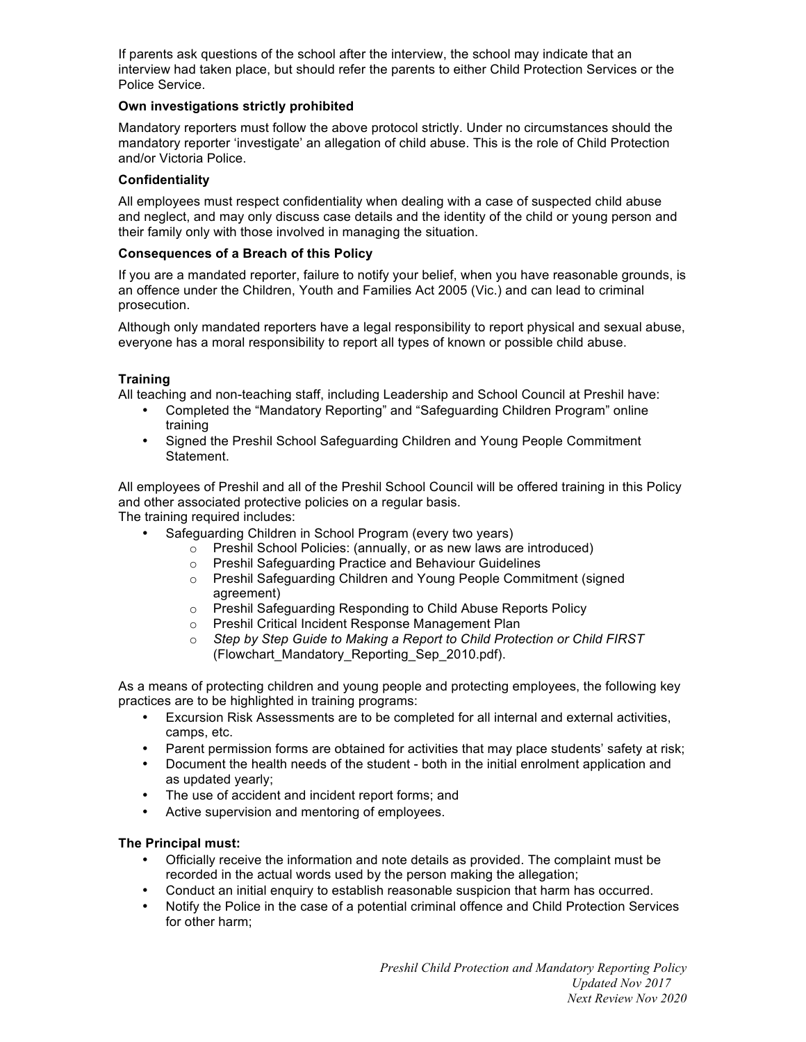If parents ask questions of the school after the interview, the school may indicate that an interview had taken place, but should refer the parents to either Child Protection Services or the Police Service.

**Own investigations strictly prohibited**

Mandatory reporters must follow the above protocol strictly. Under no circumstances should the mandatory reporter 'investigate' an allegation of child abuse. This is the role of Child Protection and/or Victoria Police.

**Confidentiality**

All employees must respect confidentiality when dealing with a case of suspected child abuse and neglect, and may only discuss case details and the identity of the child or young person and their family only with those involved in managing the situation.

**Consequences of a Breach of this Policy**

If you are a mandated reporter, failure to notify your belief, when you have reasonable grounds, is an offence under the Children, Youth and Families Act 2005 (Vic.) and can lead to criminal prosecution.

Although only mandated reporters have a legal responsibility to report physical and sexual abuse, everyone has a moral responsibility to report all types of known or possible child abuse.

**Training**

All teaching and non-teaching staff, including Leadership and School Council at Preshil have:

- Completed the "Mandatory Reporting" and "Safeguarding Children Program" online training
- Signed the Preshil School Safeguarding Children and Young People Commitment Statement.

All employees of Preshil and all of the Preshil School Council will be offered training in this Policy and other associated protective policies on a regular basis.
The training required includes:

- Safeguarding Children in School Program (every two years)
  - Preshil School Policies: (annually, or as new laws are introduced)
  - Preshil Safeguarding Practice and Behaviour Guidelines
  - Preshil Safeguarding Children and Young People Commitment (signed agreement)
  - Preshil Safeguarding Responding to Child Abuse Reports Policy
  - Preshil Critical Incident Response Management Plan
  - *Step by Step Guide to Making a Report to Child Protection or Child FIRST* (Flowchart_Mandatory_Reporting_Sep_2010.pdf).

As a means of protecting children and young people and protecting employees, the following key practices are to be highlighted in training programs:

- Excursion Risk Assessments are to be completed for all internal and external activities, camps, etc.
- Parent permission forms are obtained for activities that may place students' safety at risk;
- Document the health needs of the student - both in the initial enrolment application and as updated yearly;
- The use of accident and incident report forms; and
- Active supervision and mentoring of employees.

**The Principal must:**

- Officially receive the information and note details as provided. The complaint must be recorded in the actual words used by the person making the allegation;
- Conduct an initial enquiry to establish reasonable suspicion that harm has occurred.
- Notify the Police in the case of a potential criminal offence and Child Protection Services for other harm;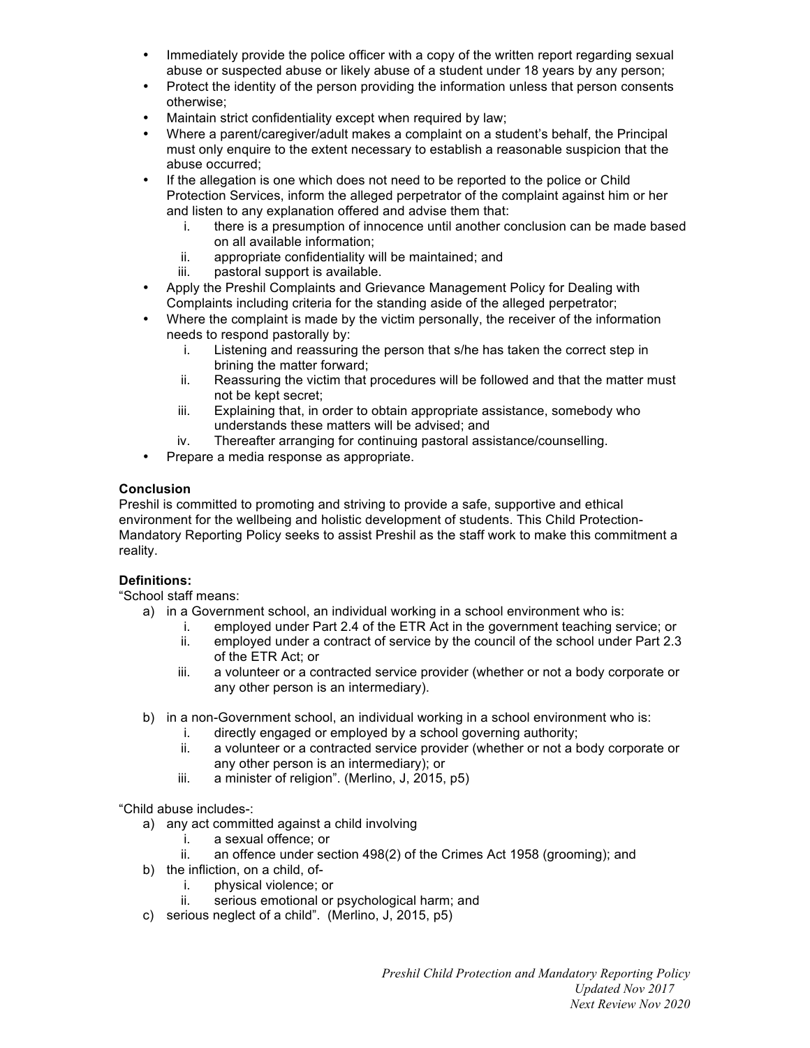- Immediately provide the police officer with a copy of the written report regarding sexual abuse or suspected abuse or likely abuse of a student under 18 years by any person;
- Protect the identity of the person providing the information unless that person consents otherwise;
- Maintain strict confidentiality except when required by law;
- Where a parent/caregiver/adult makes a complaint on a student's behalf, the Principal must only enquire to the extent necessary to establish a reasonable suspicion that the abuse occurred;
- If the allegation is one which does not need to be reported to the police or Child Protection Services, inform the alleged perpetrator of the complaint against him or her and listen to any explanation offered and advise them that:
    1. there is a presumption of innocence until another conclusion can be made based on all available information;
    2. appropriate confidentiality will be maintained; and
    3. pastoral support is available.
- Apply the Preshil Complaints and Grievance Management Policy for Dealing with Complaints including criteria for the standing aside of the alleged perpetrator;
- Where the complaint is made by the victim personally, the receiver of the information needs to respond pastorally by:
    1. Listening and reassuring the person that s/he has taken the correct step in brining the matter forward;
    2. Reassuring the victim that procedures will be followed and that the matter must not be kept secret;
    3. Explaining that, in order to obtain appropriate assistance, somebody who understands these matters will be advised; and
    4. Thereafter arranging for continuing pastoral assistance/counselling.
- Prepare a media response as appropriate.

**Conclusion**

Preshil is committed to promoting and striving to provide a safe, supportive and ethical environment for the wellbeing and holistic development of students. This Child Protection-Mandatory Reporting Policy seeks to assist Preshil as the staff work to make this commitment a reality.

**Definitions:**

"School staff means:

a) in a Government school, an individual working in a school environment who is:
    i. employed under Part 2.4 of the ETR Act in the government teaching service; or
    ii. employed under a contract of service by the council of the school under Part 2.3 of the ETR Act; or
    iii. a volunteer or a contracted service provider (whether or not a body corporate or any other person is an intermediary).

b) in a non-Government school, an individual working in a school environment who is:
    i. directly engaged or employed by a school governing authority;
    ii. a volunteer or a contracted service provider (whether or not a body corporate or any other person is an intermediary); or
    iii. a minister of religion". (Merlino, J, 2015, p5)

"Child abuse includes-:

a) any act committed against a child involving
    i. a sexual offence; or
    ii. an offence under section 498(2) of the Crimes Act 1958 (grooming); and
b) the infliction, on a child, of-
    i. physical violence; or
    ii. serious emotional or psychological harm; and
c) serious neglect of a child". (Merlino, J, 2015, p5)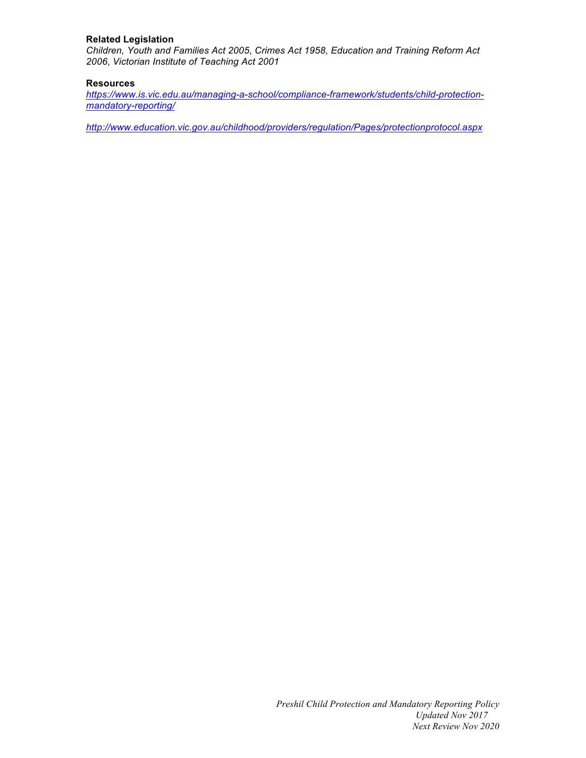**Related Legislation**

*Children, Youth and Families Act 2005*, *Crimes Act 1958*, *Education and Training Reform Act 2006*, *Victorian Institute of Teaching Act 2001*

**Resources**

*https://www.is.vic.edu.au/managing-a-school/compliance-framework/students/child-protection-mandatory-reporting/*

*http://www.education.vic.gov.au/childhood/providers/regulation/Pages/protectionprotocol.aspx*

*Preshil Child Protection and Mandatory Reporting Policy*
*Updated Nov 2017*
*Next Review Nov 2020*